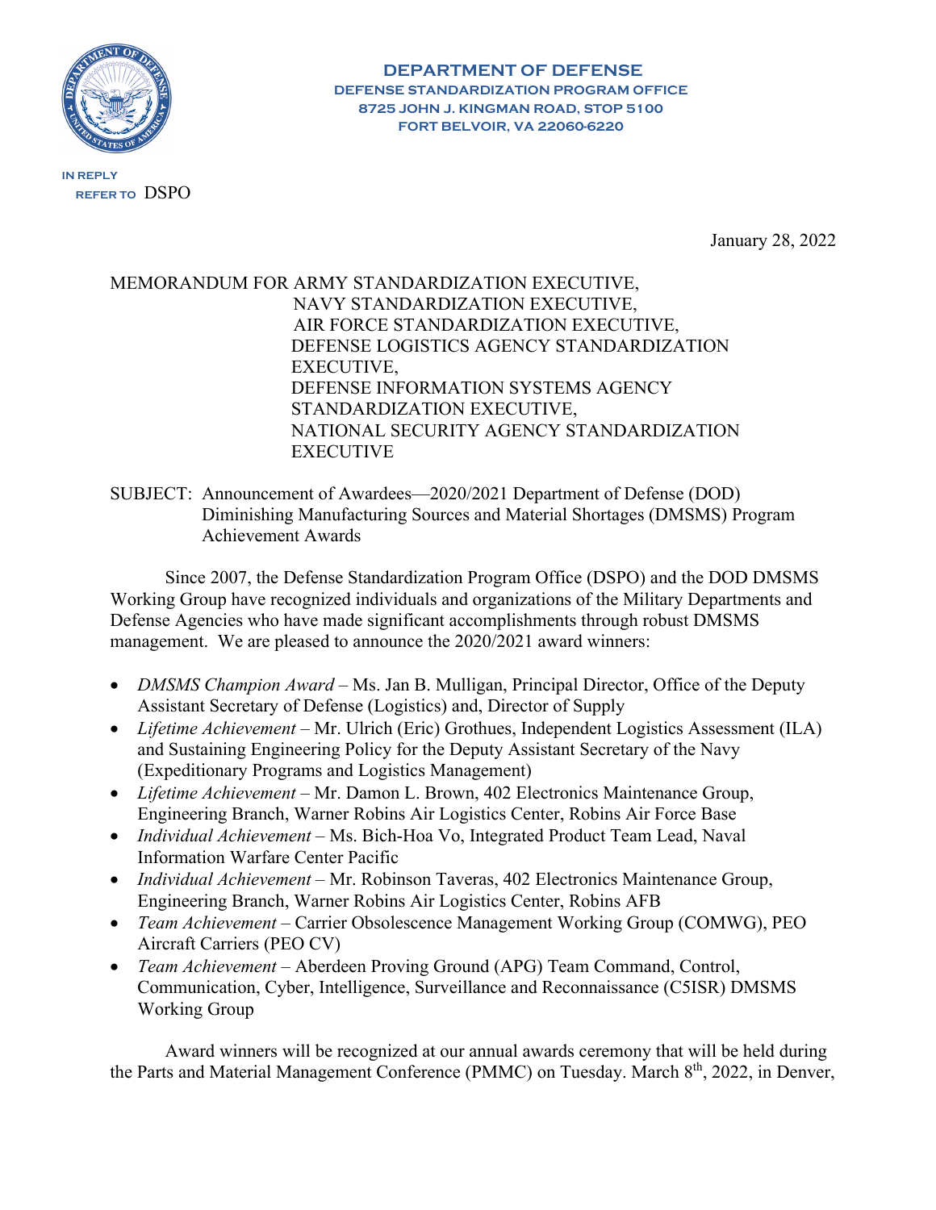**DEPARTMENT OF DEFENSE**
**DEFENSE STANDARDIZATION PROGRAM OFFICE**
**8725 JOHN J. KINGMAN ROAD, STOP 5100**
**FORT BELVOIR, VA 22060-6220**

IN REPLY REFER TO DSPO

January 28, 2022

MEMORANDUM FOR ARMY STANDARDIZATION EXECUTIVE,
NAVY STANDARDIZATION EXECUTIVE,
AIR FORCE STANDARDIZATION EXECUTIVE,
DEFENSE LOGISTICS AGENCY STANDARDIZATION EXECUTIVE,
DEFENSE INFORMATION SYSTEMS AGENCY STANDARDIZATION EXECUTIVE,
NATIONAL SECURITY AGENCY STANDARDIZATION EXECUTIVE

SUBJECT: Announcement of Awardees—2020/2021 Department of Defense (DOD) Diminishing Manufacturing Sources and Material Shortages (DMSMS) Program Achievement Awards

Since 2007, the Defense Standardization Program Office (DSPO) and the DOD DMSMS Working Group have recognized individuals and organizations of the Military Departments and Defense Agencies who have made significant accomplishments through robust DMSMS management. We are pleased to announce the 2020/2021 award winners:

- *DMSMS Champion Award* – Ms. Jan B. Mulligan, Principal Director, Office of the Deputy Assistant Secretary of Defense (Logistics) and, Director of Supply
- *Lifetime Achievement* – Mr. Ulrich (Eric) Grothues, Independent Logistics Assessment (ILA) and Sustaining Engineering Policy for the Deputy Assistant Secretary of the Navy (Expeditionary Programs and Logistics Management)
- *Lifetime Achievement* – Mr. Damon L. Brown, 402 Electronics Maintenance Group, Engineering Branch, Warner Robins Air Logistics Center, Robins Air Force Base
- *Individual Achievement* – Ms. Bich-Hoa Vo, Integrated Product Team Lead, Naval Information Warfare Center Pacific
- *Individual Achievement* – Mr. Robinson Taveras, 402 Electronics Maintenance Group, Engineering Branch, Warner Robins Air Logistics Center, Robins AFB
- *Team Achievement* – Carrier Obsolescence Management Working Group (COMWG), PEO Aircraft Carriers (PEO CV)
- *Team Achievement* – Aberdeen Proving Ground (APG) Team Command, Control, Communication, Cyber, Intelligence, Surveillance and Reconnaissance (C5ISR) DMSMS Working Group

Award winners will be recognized at our annual awards ceremony that will be held during the Parts and Material Management Conference (PMMC) on Tuesday. March 8th, 2022, in Denver,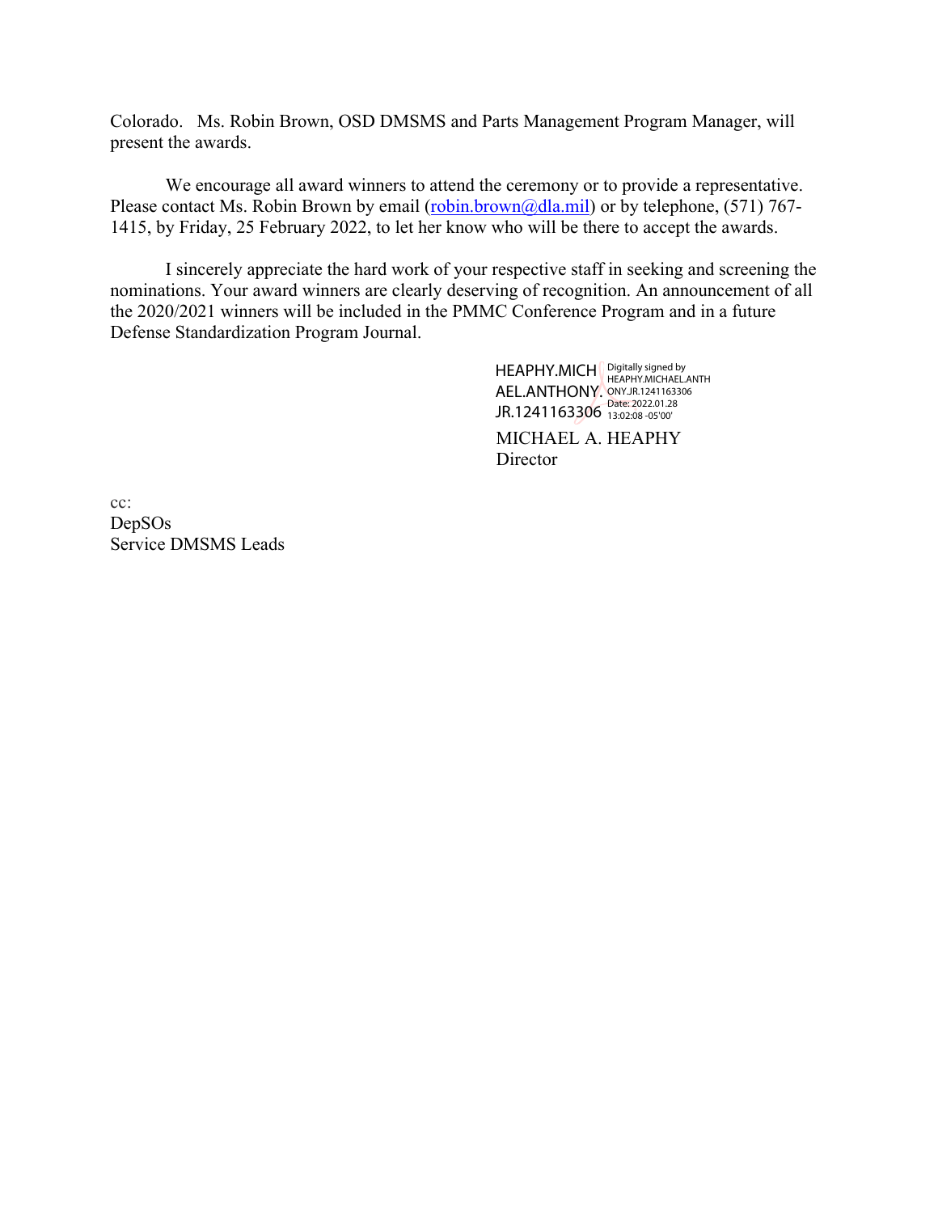Colorado. Ms. Robin Brown, OSD DMSMS and Parts Management Program Manager, will present the awards.

We encourage all award winners to attend the ceremony or to provide a representative. Please contact Ms. Robin Brown by email (robin.brown@dla.mil) or by telephone, (571) 767-1415, by Friday, 25 February 2022, to let her know who will be there to accept the awards.

I sincerely appreciate the hard work of your respective staff in seeking and screening the nominations. Your award winners are clearly deserving of recognition. An announcement of all the 2020/2021 winners will be included in the PMMC Conference Program and in a future Defense Standardization Program Journal.

HEAPHY.MICHAEL.ANTHONY.JR.1241163306 Digitally signed by HEAPHY.MICHAEL.ANTHONY.JR.1241163306 Date: 2022.01.28 13:02:08 -05'00'

MICHAEL A. HEAPHY
Director

cc:
DepSOs
Service DMSMS Leads